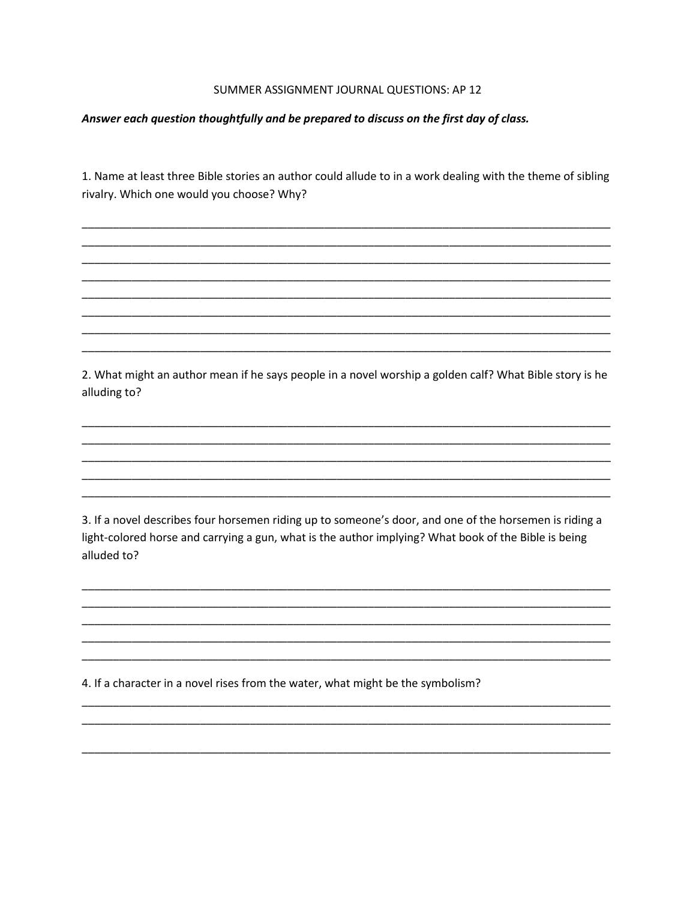SUMMER ASSIGNMENT JOURNAL QUESTIONS: AP 12

***Answer each question thoughtfully and be prepared to discuss on the first day of class.***

1. Name at least three Bible stories an author could allude to in a work dealing with the theme of sibling rivalry. Which one would you choose? Why?

______________________________________________________________________________________
______________________________________________________________________________________
______________________________________________________________________________________
______________________________________________________________________________________
______________________________________________________________________________________
______________________________________________________________________________________
______________________________________________________________________________________
______________________________________________________________________________________

2. What might an author mean if he says people in a novel worship a golden calf? What Bible story is he alluding to?

______________________________________________________________________________________
______________________________________________________________________________________
______________________________________________________________________________________
______________________________________________________________________________________
______________________________________________________________________________________

3. If a novel describes four horsemen riding up to someone's door, and one of the horsemen is riding a light-colored horse and carrying a gun, what is the author implying? What book of the Bible is being alluded to?

______________________________________________________________________________________
______________________________________________________________________________________
______________________________________________________________________________________
______________________________________________________________________________________
______________________________________________________________________________________

4. If a character in a novel rises from the water, what might be the symbolism?

______________________________________________________________________________________
______________________________________________________________________________________
______________________________________________________________________________________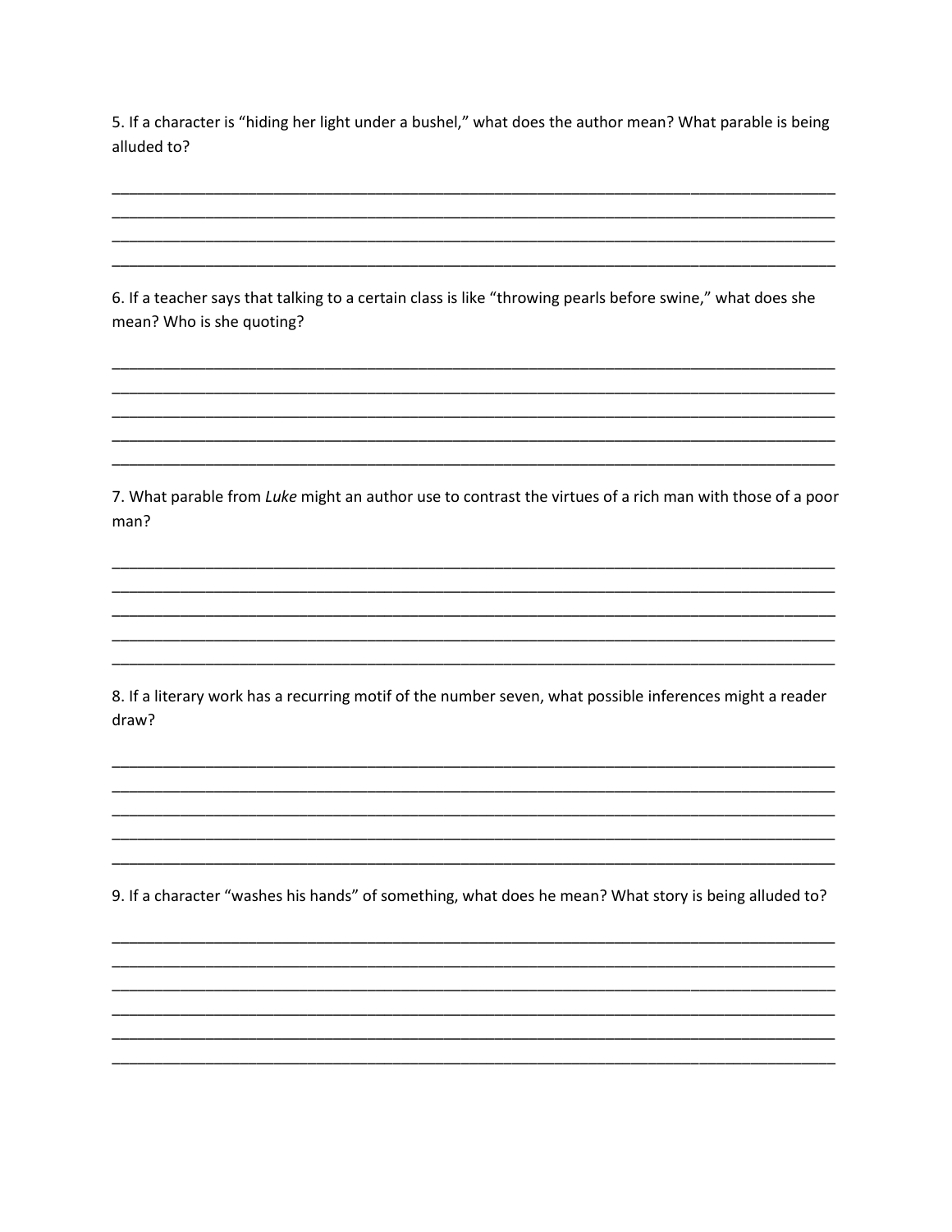5. If a character is "hiding her light under a bushel," what does the author mean? What parable is being alluded to?

_______________________________________________________________________________
_______________________________________________________________________________
_______________________________________________________________________________
_______________________________________________________________________________

6. If a teacher says that talking to a certain class is like "throwing pearls before swine," what does she mean? Who is she quoting?

_______________________________________________________________________________
_______________________________________________________________________________
_______________________________________________________________________________
_______________________________________________________________________________
_______________________________________________________________________________

7. What parable from *Luke* might an author use to contrast the virtues of a rich man with those of a poor man?

_______________________________________________________________________________
_______________________________________________________________________________
_______________________________________________________________________________
_______________________________________________________________________________
_______________________________________________________________________________

8. If a literary work has a recurring motif of the number seven, what possible inferences might a reader draw?

_______________________________________________________________________________
_______________________________________________________________________________
_______________________________________________________________________________
_______________________________________________________________________________
_______________________________________________________________________________

9. If a character "washes his hands" of something, what does he mean? What story is being alluded to?

_______________________________________________________________________________
_______________________________________________________________________________
_______________________________________________________________________________
_______________________________________________________________________________
_______________________________________________________________________________
_______________________________________________________________________________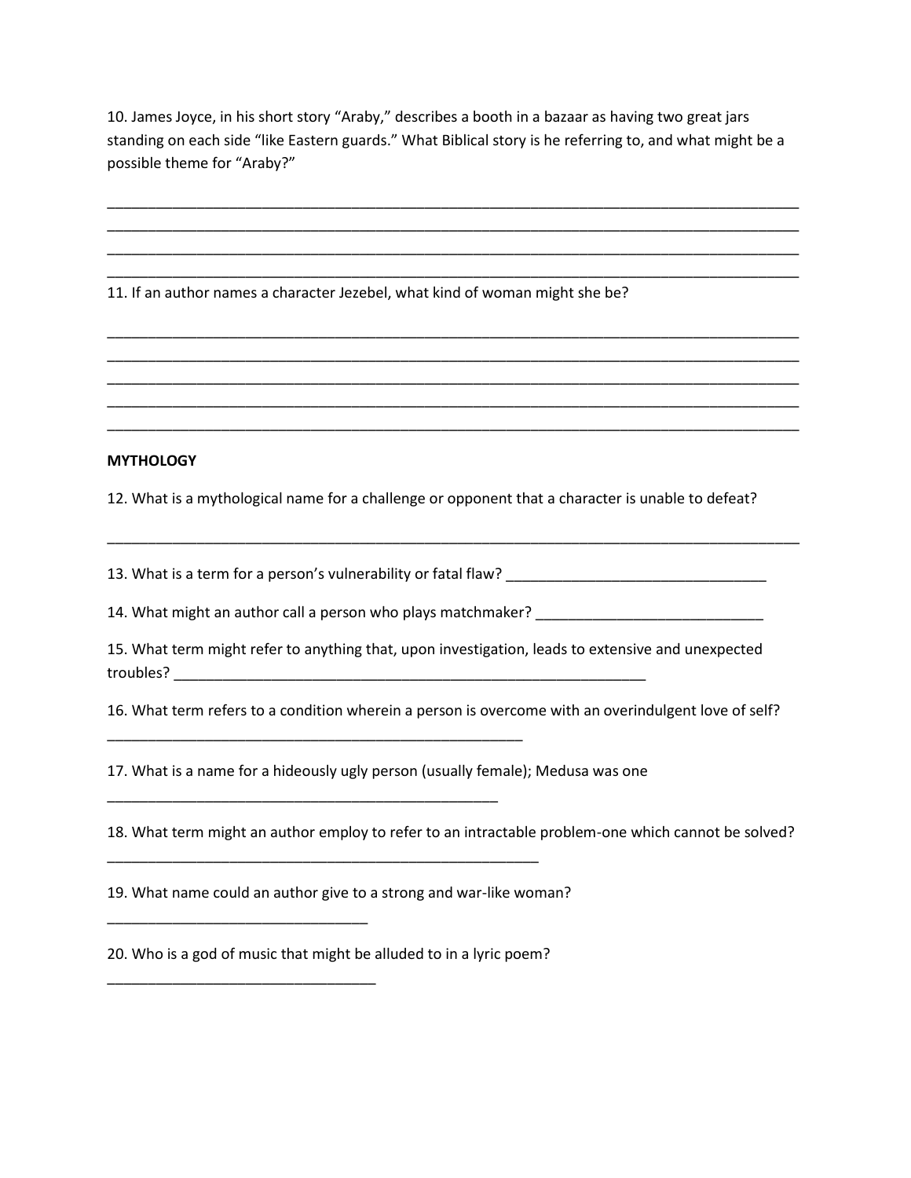10. James Joyce, in his short story "Araby," describes a booth in a bazaar as having two great jars standing on each side "like Eastern guards." What Biblical story is he referring to, and what might be a possible theme for "Araby?"

___________________________________________________________________________________
___________________________________________________________________________________
___________________________________________________________________________________
___________________________________________________________________________________

11. If an author names a character Jezebel, what kind of woman might she be?

___________________________________________________________________________________
___________________________________________________________________________________
___________________________________________________________________________________
___________________________________________________________________________________
___________________________________________________________________________________

**MYTHOLOGY**

12. What is a mythological name for a challenge or opponent that a character is unable to defeat?

___________________________________________________________________________________

13. What is a term for a person's vulnerability or fatal flaw? ________________________________

14. What might an author call a person who plays matchmaker? ____________________________

15. What term might refer to anything that, upon investigation, leads to extensive and unexpected troubles? ____________________________________________________________

16. What term refers to a condition wherein a person is overcome with an overindulgent love of self?

_____________________________________________________

17. What is a name for a hideously ugly person (usually female); Medusa was one

__________________________________________________

18. What term might an author employ to refer to an intractable problem-one which cannot be solved?

_______________________________________________________

19. What name could an author give to a strong and war-like woman?

_________________________________

20. Who is a god of music that might be alluded to in a lyric poem?

__________________________________